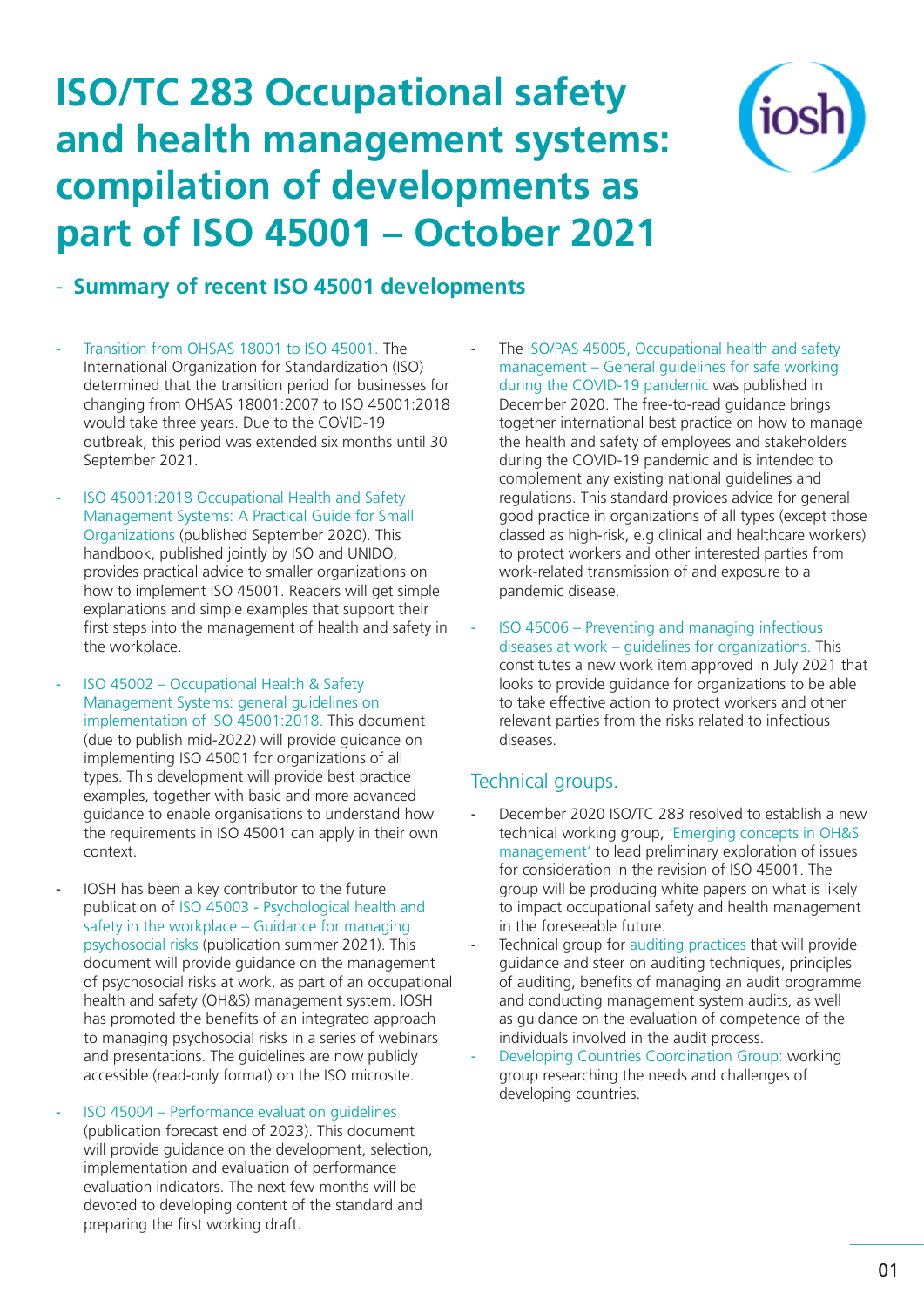# ISO/TC 283 Occupational safety and health management systems: compilation of developments as part of ISO 45001 – October 2021

## - Summary of recent ISO 45001 developments

- Transition from OHSAS 18001 to ISO 45001. The International Organization for Standardization (ISO) determined that the transition period for businesses for changing from OHSAS 18001:2007 to ISO 45001:2018 would take three years. Due to the COVID-19 outbreak, this period was extended six months until 30 September 2021.

- ISO 45001:2018 Occupational Health and Safety Management Systems: A Practical Guide for Small Organizations (published September 2020). This handbook, published jointly by ISO and UNIDO, provides practical advice to smaller organizations on how to implement ISO 45001. Readers will get simple explanations and simple examples that support their first steps into the management of health and safety in the workplace.

- ISO 45002 – Occupational Health & Safety Management Systems: general guidelines on implementation of ISO 45001:2018. This document (due to publish mid-2022) will provide guidance on implementing ISO 45001 for organizations of all types. This development will provide best practice examples, together with basic and more advanced guidance to enable organisations to understand how the requirements in ISO 45001 can apply in their own context.

- IOSH has been a key contributor to the future publication of ISO 45003 - Psychological health and safety in the workplace – Guidance for managing psychosocial risks (publication summer 2021). This document will provide guidance on the management of psychosocial risks at work, as part of an occupational health and safety (OH&S) management system. IOSH has promoted the benefits of an integrated approach to managing psychosocial risks in a series of webinars and presentations. The guidelines are now publicly accessible (read-only format) on the ISO microsite.

- ISO 45004 – Performance evaluation guidelines (publication forecast end of 2023). This document will provide guidance on the development, selection, implementation and evaluation of performance evaluation indicators. The next few months will be devoted to developing content of the standard and preparing the first working draft.

- The ISO/PAS 45005, Occupational health and safety management – General guidelines for safe working during the COVID-19 pandemic was published in December 2020. The free-to-read guidance brings together international best practice on how to manage the health and safety of employees and stakeholders during the COVID-19 pandemic and is intended to complement any existing national guidelines and regulations. This standard provides advice for general good practice in organizations of all types (except those classed as high-risk, e.g clinical and healthcare workers) to protect workers and other interested parties from work-related transmission of and exposure to a pandemic disease.

- ISO 45006 – Preventing and managing infectious diseases at work – guidelines for organizations. This constitutes a new work item approved in July 2021 that looks to provide guidance for organizations to be able to take effective action to protect workers and other relevant parties from the risks related to infectious diseases.

### Technical groups.

- December 2020 ISO/TC 283 resolved to establish a new technical working group, 'Emerging concepts in OH&S management' to lead preliminary exploration of issues for consideration in the revision of ISO 45001. The group will be producing white papers on what is likely to impact occupational safety and health management in the foreseeable future.
- Technical group for auditing practices that will provide guidance and steer on auditing techniques, principles of auditing, benefits of managing an audit programme and conducting management system audits, as well as guidance on the evaluation of competence of the individuals involved in the audit process.
- Developing Countries Coordination Group: working group researching the needs and challenges of developing countries.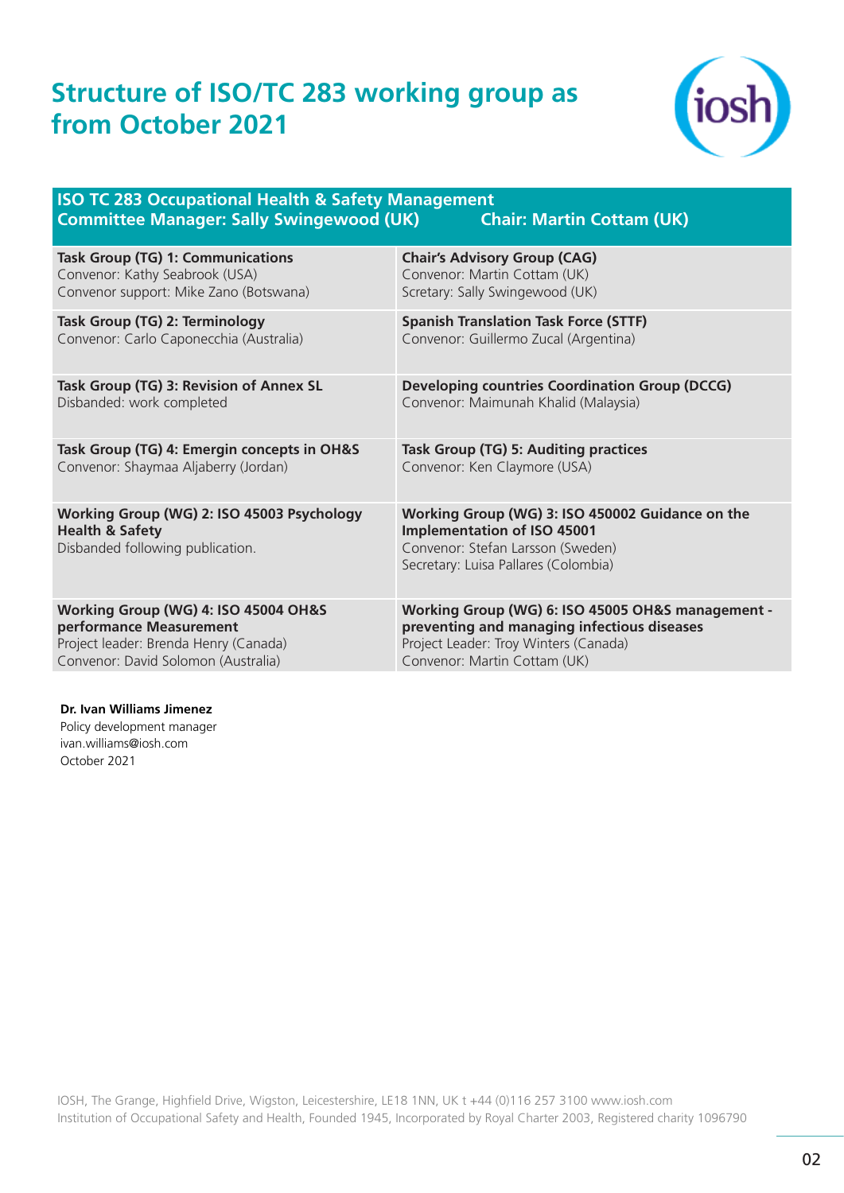# Structure of ISO/TC 283 working group as from October 2021

| **ISO TC 283 Occupational Health & Safety Management**<br>**Committee Manager: Sally Swingewood (UK)** | **Chair: Martin Cottam (UK)** |
|---|---|
| **Task Group (TG) 1: Communications**<br>Convenor: Kathy Seabrook (USA)<br>Convenor support: Mike Zano (Botswana) | **Chair's Advisory Group (CAG)**<br>Convenor: Martin Cottam (UK)<br>Scretary: Sally Swingewood (UK) |
| **Task Group (TG) 2: Terminology**<br>Convenor: Carlo Caponecchia (Australia) | **Spanish Translation Task Force (STTF)**<br>Convenor: Guillermo Zucal (Argentina) |
| **Task Group (TG) 3: Revision of Annex SL**<br>Disbanded: work completed | **Developing countries Coordination Group (DCCG)**<br>Convenor: Maimunah Khalid (Malaysia) |
| **Task Group (TG) 4: Emergin concepts in OH&S**<br>Convenor: Shaymaa Aljaberry (Jordan) | **Task Group (TG) 5: Auditing practices**<br>Convenor: Ken Claymore (USA) |
| **Working Group (WG) 2: ISO 45003 Psychology Health & Safety**<br>Disbanded following publication. | **Working Group (WG) 3: ISO 450002 Guidance on the Implementation of ISO 45001**<br>Convenor: Stefan Larsson (Sweden)<br>Secretary: Luisa Pallares (Colombia) |
| **Working Group (WG) 4: ISO 45004 OH&S performance Measurement**<br>Project leader: Brenda Henry (Canada)<br>Convenor: David Solomon (Australia) | **Working Group (WG) 6: ISO 45005 OH&S management - preventing and managing infectious diseases**<br>Project Leader: Troy Winters (Canada)<br>Convenor: Martin Cottam (UK) |

**Dr. Ivan Williams Jimenez**
Policy development manager
ivan.williams@iosh.com
October 2021

IOSH, The Grange, Highfield Drive, Wigston, Leicestershire, LE18 1NN, UK t +44 (0)116 257 3100 www.iosh.com
Institution of Occupational Safety and Health, Founded 1945, Incorporated by Royal Charter 2003, Registered charity 1096790